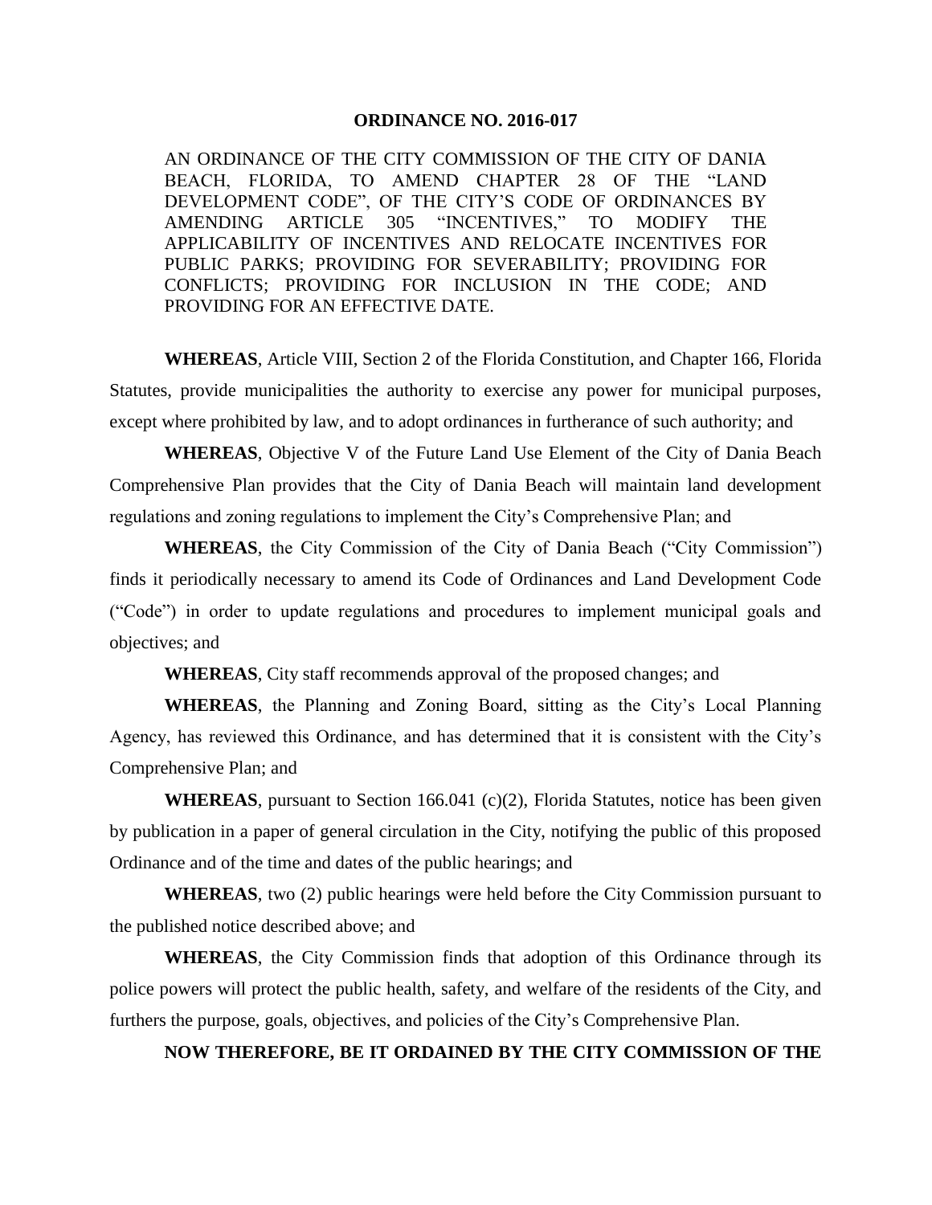**ORDINANCE NO. 2016-017**

AN ORDINANCE OF THE CITY COMMISSION OF THE CITY OF DANIA BEACH, FLORIDA, TO AMEND CHAPTER 28 OF THE "LAND DEVELOPMENT CODE", OF THE CITY'S CODE OF ORDINANCES BY AMENDING ARTICLE 305 "INCENTIVES," TO MODIFY THE APPLICABILITY OF INCENTIVES AND RELOCATE INCENTIVES FOR PUBLIC PARKS; PROVIDING FOR SEVERABILITY; PROVIDING FOR CONFLICTS; PROVIDING FOR INCLUSION IN THE CODE; AND PROVIDING FOR AN EFFECTIVE DATE.

**WHEREAS**, Article VIII, Section 2 of the Florida Constitution, and Chapter 166, Florida Statutes, provide municipalities the authority to exercise any power for municipal purposes, except where prohibited by law, and to adopt ordinances in furtherance of such authority; and

**WHEREAS**, Objective V of the Future Land Use Element of the City of Dania Beach Comprehensive Plan provides that the City of Dania Beach will maintain land development regulations and zoning regulations to implement the City's Comprehensive Plan; and

**WHEREAS**, the City Commission of the City of Dania Beach ("City Commission") finds it periodically necessary to amend its Code of Ordinances and Land Development Code ("Code") in order to update regulations and procedures to implement municipal goals and objectives; and

**WHEREAS**, City staff recommends approval of the proposed changes; and

**WHEREAS**, the Planning and Zoning Board, sitting as the City's Local Planning Agency, has reviewed this Ordinance, and has determined that it is consistent with the City's Comprehensive Plan; and

**WHEREAS**, pursuant to Section 166.041 (c)(2), Florida Statutes, notice has been given by publication in a paper of general circulation in the City, notifying the public of this proposed Ordinance and of the time and dates of the public hearings; and

**WHEREAS**, two (2) public hearings were held before the City Commission pursuant to the published notice described above; and

**WHEREAS**, the City Commission finds that adoption of this Ordinance through its police powers will protect the public health, safety, and welfare of the residents of the City, and furthers the purpose, goals, objectives, and policies of the City's Comprehensive Plan.

**NOW THEREFORE, BE IT ORDAINED BY THE CITY COMMISSION OF THE**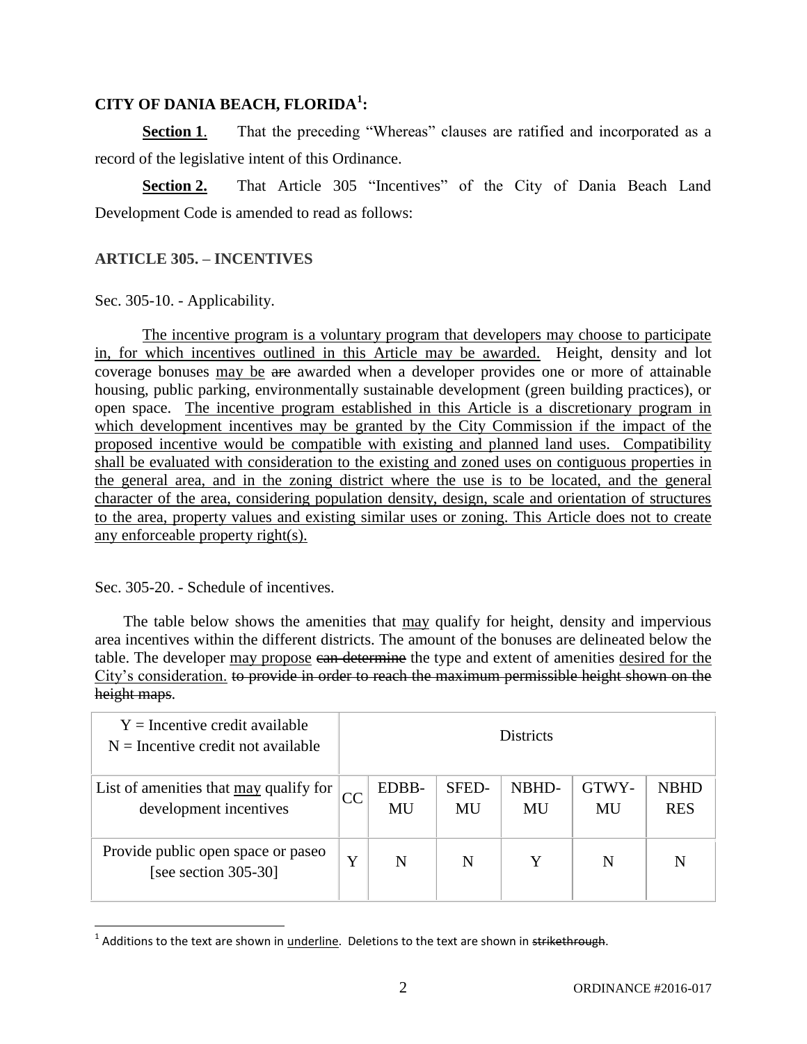**CITY OF DANIA BEACH, FLORIDA[1]:**

**Section 1**. That the preceding "Whereas" clauses are ratified and incorporated as a record of the legislative intent of this Ordinance.

**Section 2.** That Article 305 "Incentives" of the City of Dania Beach Land Development Code is amended to read as follows:

**ARTICLE 305. – INCENTIVES**

Sec. 305-10. - Applicability.

<u>The incentive program is a voluntary program that developers may choose to participate in, for which incentives outlined in this Article may be awarded.</u> Height, density and lot coverage bonuses <u>may be</u> ~~are~~ awarded when a developer provides one or more of attainable housing, public parking, environmentally sustainable development (green building practices), or open space. <u>The incentive program established in this Article is a discretionary program in which development incentives may be granted by the City Commission if the impact of the proposed incentive would be compatible with existing and planned land uses. Compatibility shall be evaluated with consideration to the existing and zoned uses on contiguous properties in the general area, and in the zoning district where the use is to be located, and the general character of the area, considering population density, design, scale and orientation of structures to the area, property values and existing similar uses or zoning. This Article does not to create any enforceable property right(s).</u>

Sec. 305-20. - Schedule of incentives.

The table below shows the amenities that <u>may</u> qualify for height, density and impervious area incentives within the different districts. The amount of the bonuses are delineated below the table. The developer <u>may propose</u> ~~can determine~~ the type and extent of amenities <u>desired for the City's consideration.</u> ~~to provide in order to reach the maximum permissible height shown on the height maps~~.

| Y = Incentive credit available<br>N = Incentive credit not available | Districts | | | | | |
|---|---|---|---|---|---|---|
| List of amenities that <u>may</u> qualify for development incentives | CC | EDBB-MU | SFED-MU | NBHD-MU | GTWY-MU | NBHD RES |
| Provide public open space or paseo [see section 305-30] | Y | N | N | Y | N | N |

[1] Additions to the text are shown in <u>underline</u>. Deletions to the text are shown in ~~strikethrough~~.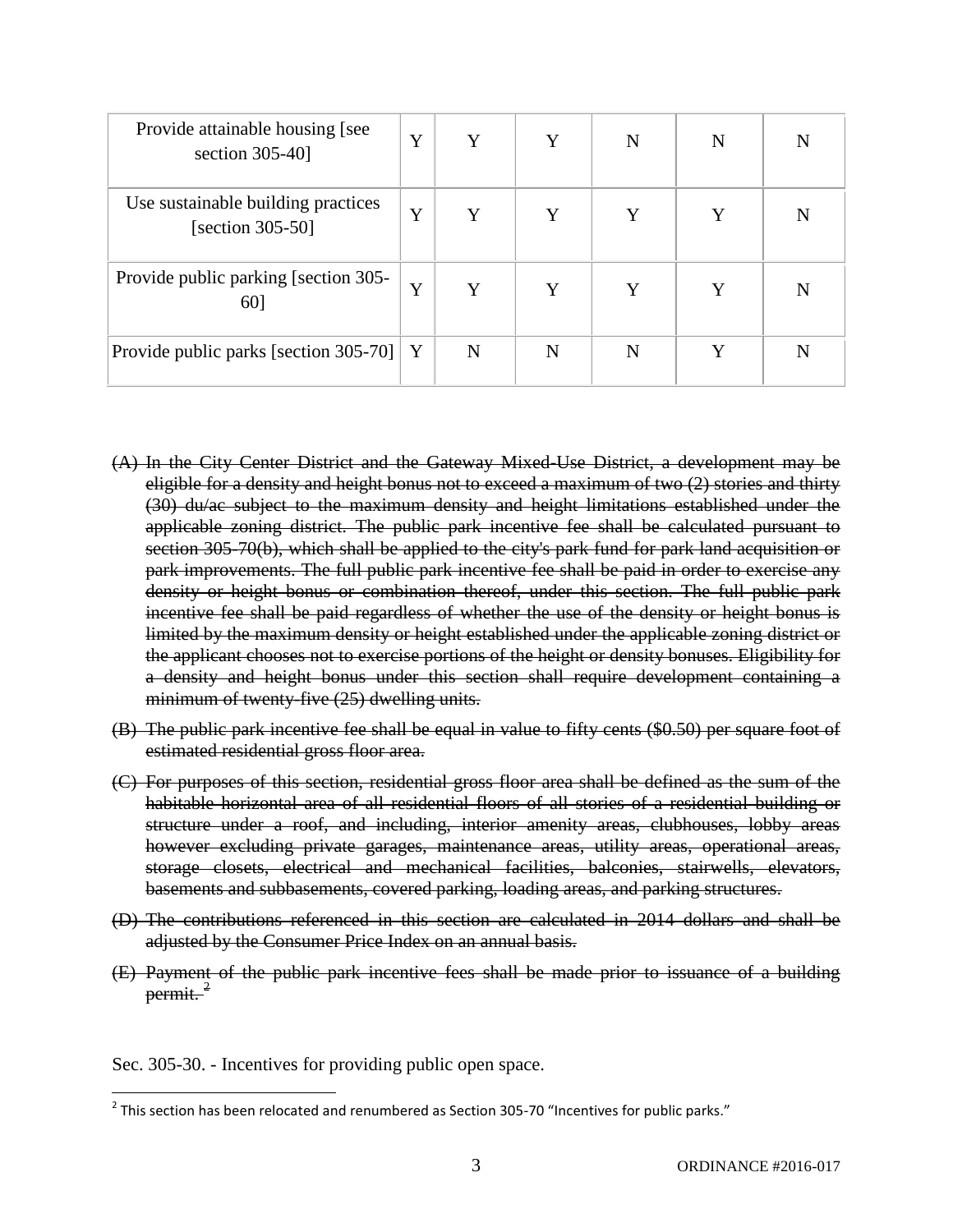| Provide attainable housing [see section 305-40] | Y | Y | Y | N | N | N |
|---|---|---|---|---|---|---|
| Use sustainable building practices [section 305-50] | Y | Y | Y | Y | Y | N |
| Provide public parking [section 305-60] | Y | Y | Y | Y | Y | N |
| Provide public parks [section 305-70] | Y | N | N | N | Y | N |

~~(A) In the City Center District and the Gateway Mixed-Use District, a development may be eligible for a density and height bonus not to exceed a maximum of two (2) stories and thirty (30) du/ac subject to the maximum density and height limitations established under the applicable zoning district. The public park incentive fee shall be calculated pursuant to section 305-70(b), which shall be applied to the city's park fund for park land acquisition or park improvements. The full public park incentive fee shall be paid in order to exercise any density or height bonus or combination thereof, under this section. The full public park incentive fee shall be paid regardless of whether the use of the density or height bonus is limited by the maximum density or height established under the applicable zoning district or the applicant chooses not to exercise portions of the height or density bonuses. Eligibility for a density and height bonus under this section shall require development containing a minimum of twenty-five (25) dwelling units.~~

~~(B) The public park incentive fee shall be equal in value to fifty cents ($0.50) per square foot of estimated residential gross floor area.~~

~~(C) For purposes of this section, residential gross floor area shall be defined as the sum of the habitable horizontal area of all residential floors of all stories of a residential building or structure under a roof, and including, interior amenity areas, clubhouses, lobby areas however excluding private garages, maintenance areas, utility areas, operational areas, storage closets, electrical and mechanical facilities, balconies, stairwells, elevators, basements and subbasements, covered parking, loading areas, and parking structures.~~

~~(D) The contributions referenced in this section are calculated in 2014 dollars and shall be adjusted by the Consumer Price Index on an annual basis.~~

~~(E) Payment of the public park incentive fees shall be made prior to issuance of a building permit.~~ [2]

Sec. 305-30. - Incentives for providing public open space.

[2] This section has been relocated and renumbered as Section 305-70 "Incentives for public parks."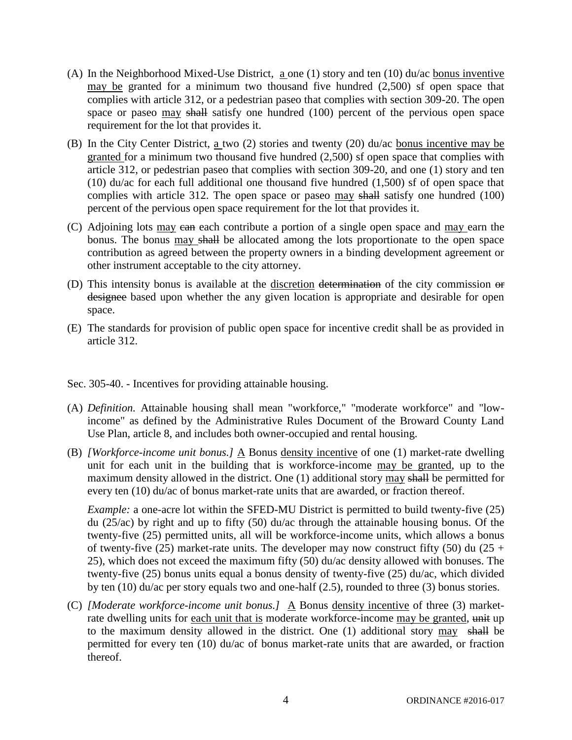(A) In the Neighborhood Mixed-Use District, <u>a</u> one (1) story and ten (10) du/ac <u>bonus inventive may be</u> granted for a minimum two thousand five hundred (2,500) sf open space that complies with article 312, or a pedestrian paseo that complies with section 309-20. The open space or paseo <u>may</u> ~~shall~~ satisfy one hundred (100) percent of the pervious open space requirement for the lot that provides it.

(B) In the City Center District, <u>a</u> two (2) stories and twenty (20) du/ac <u>bonus incentive may be granted</u> for a minimum two thousand five hundred (2,500) sf open space that complies with article 312, or pedestrian paseo that complies with section 309-20, and one (1) story and ten (10) du/ac for each full additional one thousand five hundred (1,500) sf of open space that complies with article 312. The open space or paseo <u>may</u> ~~shall~~ satisfy one hundred (100) percent of the pervious open space requirement for the lot that provides it.

(C) Adjoining lots <u>may</u> ~~can~~ each contribute a portion of a single open space and <u>may</u> earn the bonus. The bonus <u>may</u> ~~shall~~ be allocated among the lots proportionate to the open space contribution as agreed between the property owners in a binding development agreement or other instrument acceptable to the city attorney.

(D) This intensity bonus is available at the <u>discretion</u> ~~determination~~ of the city commission ~~or designee~~ based upon whether the any given location is appropriate and desirable for open space.

(E) The standards for provision of public open space for incentive credit shall be as provided in article 312.

Sec. 305-40. - Incentives for providing attainable housing.

(A) *Definition.* Attainable housing shall mean "workforce," "moderate workforce" and "low-income" as defined by the Administrative Rules Document of the Broward County Land Use Plan, article 8, and includes both owner-occupied and rental housing.

(B) *[Workforce-income unit bonus.]* <u>A</u> Bonus <u>density incentive</u> of one (1) market-rate dwelling unit for each unit in the building that is workforce-income <u>may be granted</u>, up to the maximum density allowed in the district. One (1) additional story <u>may</u> ~~shall~~ be permitted for every ten (10) du/ac of bonus market-rate units that are awarded, or fraction thereof.

*Example:* a one-acre lot within the SFED-MU District is permitted to build twenty-five (25) du (25/ac) by right and up to fifty (50) du/ac through the attainable housing bonus. Of the twenty-five (25) permitted units, all will be workforce-income units, which allows a bonus of twenty-five (25) market-rate units. The developer may now construct fifty (50) du (25 + 25), which does not exceed the maximum fifty (50) du/ac density allowed with bonuses. The twenty-five (25) bonus units equal a bonus density of twenty-five (25) du/ac, which divided by ten (10) du/ac per story equals two and one-half (2.5), rounded to three (3) bonus stories.

(C) *[Moderate workforce-income unit bonus.]* <u>A</u> Bonus <u>density incentive</u> of three (3) market-rate dwelling units for <u>each unit that is</u> moderate workforce-income <u>may be granted</u>, ~~unit~~ up to the maximum density allowed in the district. One (1) additional story <u>may</u> ~~shall~~ be permitted for every ten (10) du/ac of bonus market-rate units that are awarded, or fraction thereof.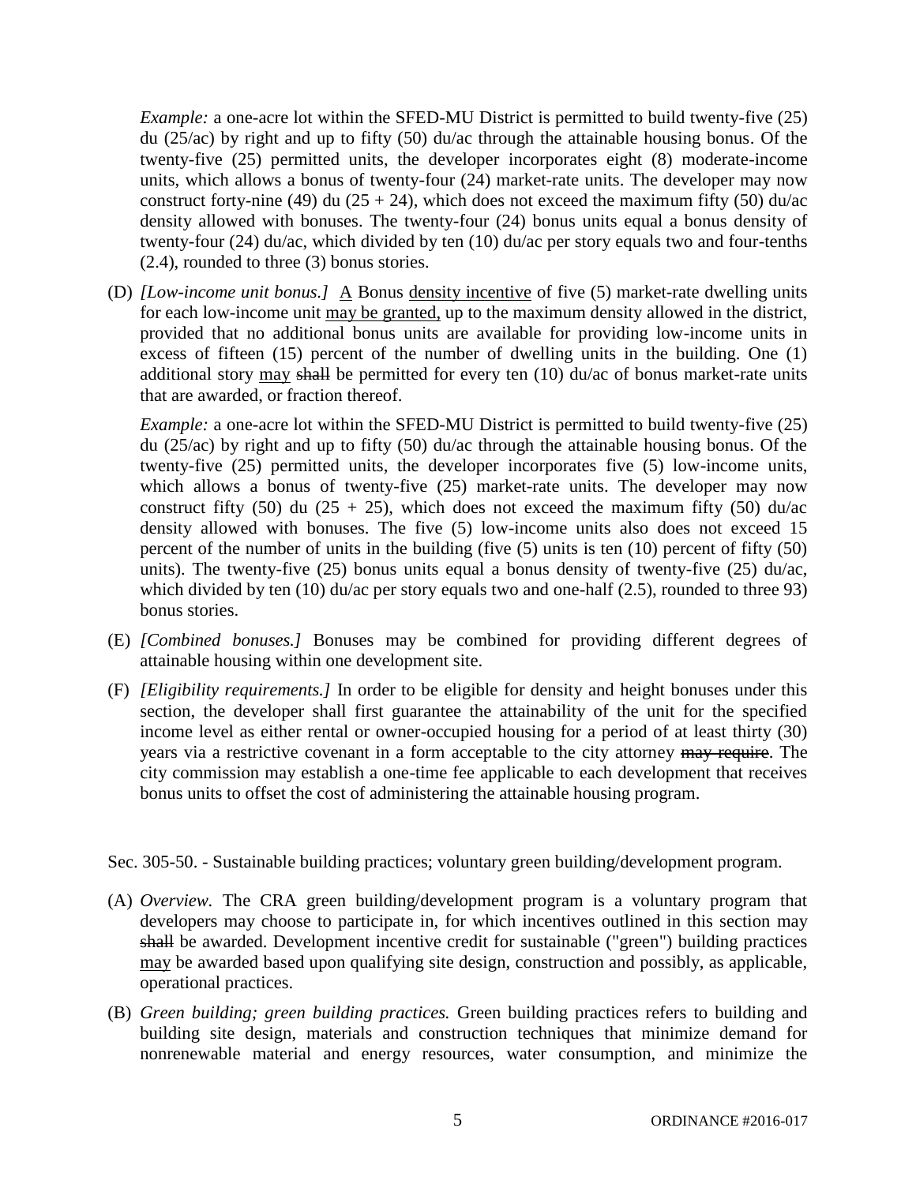*Example:* a one-acre lot within the SFED-MU District is permitted to build twenty-five (25) du (25/ac) by right and up to fifty (50) du/ac through the attainable housing bonus. Of the twenty-five (25) permitted units, the developer incorporates eight (8) moderate-income units, which allows a bonus of twenty-four (24) market-rate units. The developer may now construct forty-nine (49) du (25 + 24), which does not exceed the maximum fifty (50) du/ac density allowed with bonuses. The twenty-four (24) bonus units equal a bonus density of twenty-four (24) du/ac, which divided by ten (10) du/ac per story equals two and four-tenths (2.4), rounded to three (3) bonus stories.

(D) *[Low-income unit bonus.]* <u>A</u> Bonus <u>density incentive</u> of five (5) market-rate dwelling units for each low-income unit <u>may be granted,</u> up to the maximum density allowed in the district, provided that no additional bonus units are available for providing low-income units in excess of fifteen (15) percent of the number of dwelling units in the building. One (1) additional story <u>may</u> ~~shall~~ be permitted for every ten (10) du/ac of bonus market-rate units that are awarded, or fraction thereof.

*Example:* a one-acre lot within the SFED-MU District is permitted to build twenty-five (25) du (25/ac) by right and up to fifty (50) du/ac through the attainable housing bonus. Of the twenty-five (25) permitted units, the developer incorporates five (5) low-income units, which allows a bonus of twenty-five (25) market-rate units. The developer may now construct fifty (50) du (25 + 25), which does not exceed the maximum fifty (50) du/ac density allowed with bonuses. The five (5) low-income units also does not exceed 15 percent of the number of units in the building (five (5) units is ten (10) percent of fifty (50) units). The twenty-five (25) bonus units equal a bonus density of twenty-five (25) du/ac, which divided by ten (10) du/ac per story equals two and one-half (2.5), rounded to three 93) bonus stories.

(E) *[Combined bonuses.]* Bonuses may be combined for providing different degrees of attainable housing within one development site.

(F) *[Eligibility requirements.]* In order to be eligible for density and height bonuses under this section, the developer shall first guarantee the attainability of the unit for the specified income level as either rental or owner-occupied housing for a period of at least thirty (30) years via a restrictive covenant in a form acceptable to the city attorney ~~may require~~. The city commission may establish a one-time fee applicable to each development that receives bonus units to offset the cost of administering the attainable housing program.

Sec. 305-50. - Sustainable building practices; voluntary green building/development program.

(A) *Overview.* The CRA green building/development program is a voluntary program that developers may choose to participate in, for which incentives outlined in this section may ~~shall~~ be awarded. Development incentive credit for sustainable ("green") building practices <u>may</u> be awarded based upon qualifying site design, construction and possibly, as applicable, operational practices.

(B) *Green building; green building practices.* Green building practices refers to building and building site design, materials and construction techniques that minimize demand for nonrenewable material and energy resources, water consumption, and minimize the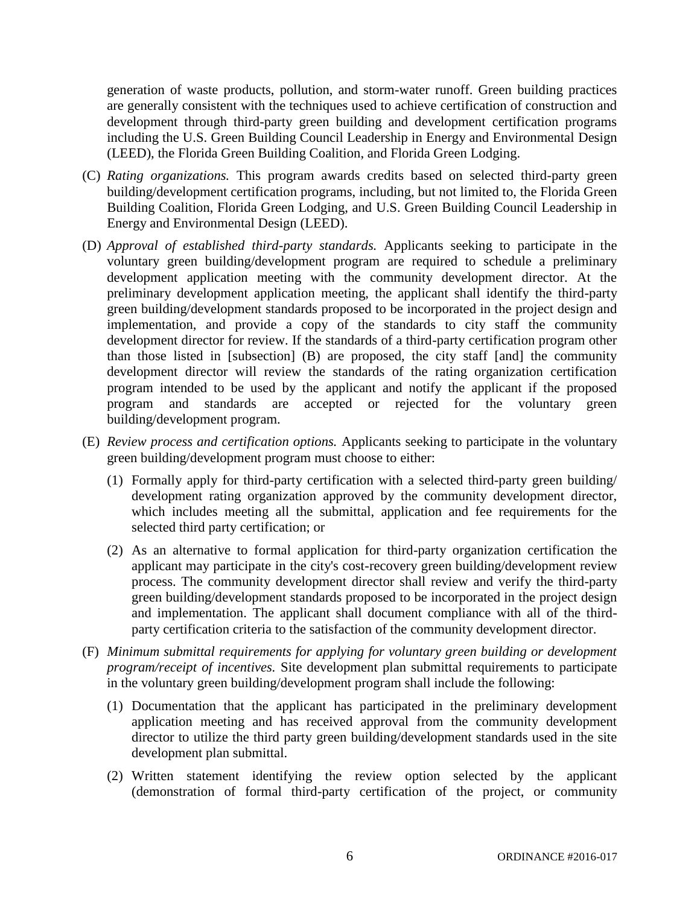generation of waste products, pollution, and storm-water runoff. Green building practices are generally consistent with the techniques used to achieve certification of construction and development through third-party green building and development certification programs including the U.S. Green Building Council Leadership in Energy and Environmental Design (LEED), the Florida Green Building Coalition, and Florida Green Lodging.

(C) *Rating organizations.* This program awards credits based on selected third-party green building/development certification programs, including, but not limited to, the Florida Green Building Coalition, Florida Green Lodging, and U.S. Green Building Council Leadership in Energy and Environmental Design (LEED).

(D) *Approval of established third-party standards.* Applicants seeking to participate in the voluntary green building/development program are required to schedule a preliminary development application meeting with the community development director. At the preliminary development application meeting, the applicant shall identify the third-party green building/development standards proposed to be incorporated in the project design and implementation, and provide a copy of the standards to city staff the community development director for review. If the standards of a third-party certification program other than those listed in [subsection] (B) are proposed, the city staff [and] the community development director will review the standards of the rating organization certification program intended to be used by the applicant and notify the applicant if the proposed program and standards are accepted or rejected for the voluntary green building/development program.

(E) *Review process and certification options.* Applicants seeking to participate in the voluntary green building/development program must choose to either:

(1) Formally apply for third-party certification with a selected third-party green building/ development rating organization approved by the community development director, which includes meeting all the submittal, application and fee requirements for the selected third party certification; or

(2) As an alternative to formal application for third-party organization certification the applicant may participate in the city's cost-recovery green building/development review process. The community development director shall review and verify the third-party green building/development standards proposed to be incorporated in the project design and implementation. The applicant shall document compliance with all of the third-party certification criteria to the satisfaction of the community development director.

(F) *Minimum submittal requirements for applying for voluntary green building or development program/receipt of incentives.* Site development plan submittal requirements to participate in the voluntary green building/development program shall include the following:

(1) Documentation that the applicant has participated in the preliminary development application meeting and has received approval from the community development director to utilize the third party green building/development standards used in the site development plan submittal.

(2) Written statement identifying the review option selected by the applicant (demonstration of formal third-party certification of the project, or community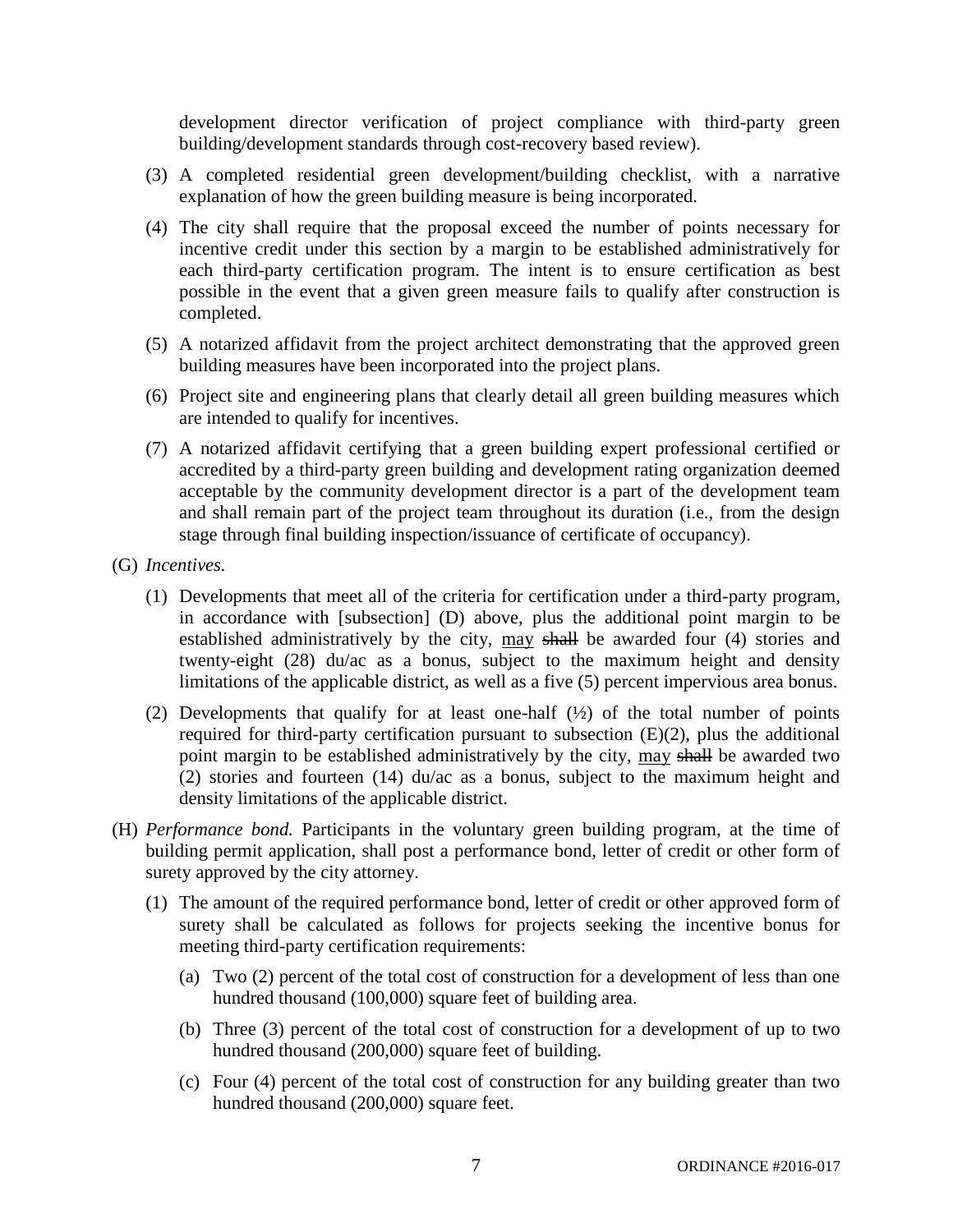development director verification of project compliance with third-party green building/development standards through cost-recovery based review).

(3) A completed residential green development/building checklist, with a narrative explanation of how the green building measure is being incorporated.

(4) The city shall require that the proposal exceed the number of points necessary for incentive credit under this section by a margin to be established administratively for each third-party certification program. The intent is to ensure certification as best possible in the event that a given green measure fails to qualify after construction is completed.

(5) A notarized affidavit from the project architect demonstrating that the approved green building measures have been incorporated into the project plans.

(6) Project site and engineering plans that clearly detail all green building measures which are intended to qualify for incentives.

(7) A notarized affidavit certifying that a green building expert professional certified or accredited by a third-party green building and development rating organization deemed acceptable by the community development director is a part of the development team and shall remain part of the project team throughout its duration (i.e., from the design stage through final building inspection/issuance of certificate of occupancy).

(G) *Incentives.*

(1) Developments that meet all of the criteria for certification under a third-party program, in accordance with [subsection] (D) above, plus the additional point margin to be established administratively by the city, <u>may</u> ~~shall~~ be awarded four (4) stories and twenty-eight (28) du/ac as a bonus, subject to the maximum height and density limitations of the applicable district, as well as a five (5) percent impervious area bonus.

(2) Developments that qualify for at least one-half (½) of the total number of points required for third-party certification pursuant to subsection (E)(2), plus the additional point margin to be established administratively by the city, <u>may</u> ~~shall~~ be awarded two (2) stories and fourteen (14) du/ac as a bonus, subject to the maximum height and density limitations of the applicable district.

(H) *Performance bond.* Participants in the voluntary green building program, at the time of building permit application, shall post a performance bond, letter of credit or other form of surety approved by the city attorney.

(1) The amount of the required performance bond, letter of credit or other approved form of surety shall be calculated as follows for projects seeking the incentive bonus for meeting third-party certification requirements:

(a) Two (2) percent of the total cost of construction for a development of less than one hundred thousand (100,000) square feet of building area.

(b) Three (3) percent of the total cost of construction for a development of up to two hundred thousand (200,000) square feet of building.

(c) Four (4) percent of the total cost of construction for any building greater than two hundred thousand (200,000) square feet.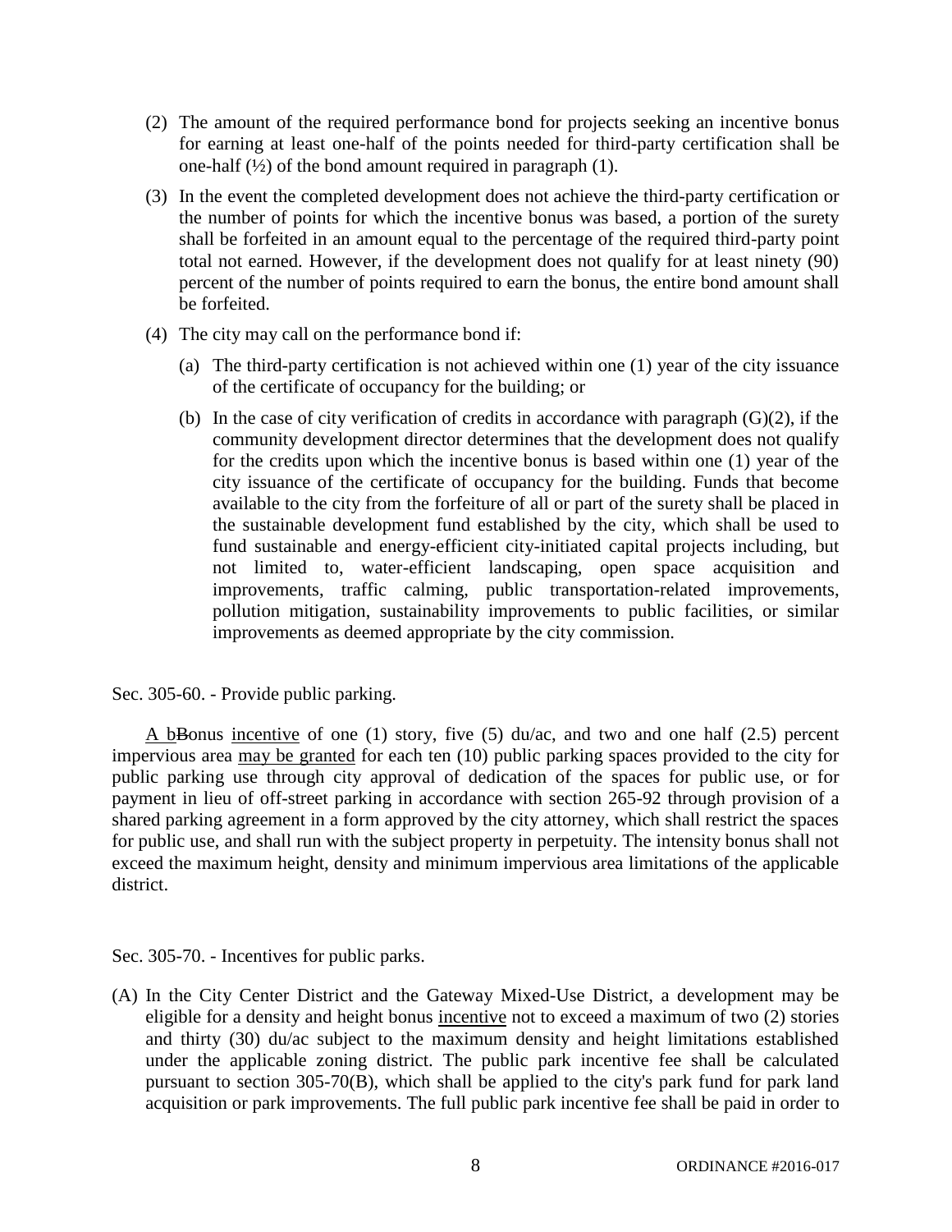(2) The amount of the required performance bond for projects seeking an incentive bonus for earning at least one-half of the points needed for third-party certification shall be one-half (½) of the bond amount required in paragraph (1).

(3) In the event the completed development does not achieve the third-party certification or the number of points for which the incentive bonus was based, a portion of the surety shall be forfeited in an amount equal to the percentage of the required third-party point total not earned. However, if the development does not qualify for at least ninety (90) percent of the number of points required to earn the bonus, the entire bond amount shall be forfeited.

(4) The city may call on the performance bond if:

(a) The third-party certification is not achieved within one (1) year of the city issuance of the certificate of occupancy for the building; or

(b) In the case of city verification of credits in accordance with paragraph (G)(2), if the community development director determines that the development does not qualify for the credits upon which the incentive bonus is based within one (1) year of the city issuance of the certificate of occupancy for the building. Funds that become available to the city from the forfeiture of all or part of the surety shall be placed in the sustainable development fund established by the city, which shall be used to fund sustainable and energy-efficient city-initiated capital projects including, but not limited to, water-efficient landscaping, open space acquisition and improvements, traffic calming, public transportation-related improvements, pollution mitigation, sustainability improvements to public facilities, or similar improvements as deemed appropriate by the city commission.

Sec. 305-60. - Provide public parking.

A b~~B~~onus incentive of one (1) story, five (5) du/ac, and two and one half (2.5) percent impervious area may be granted for each ten (10) public parking spaces provided to the city for public parking use through city approval of dedication of the spaces for public use, or for payment in lieu of off-street parking in accordance with section 265-92 through provision of a shared parking agreement in a form approved by the city attorney, which shall restrict the spaces for public use, and shall run with the subject property in perpetuity. The intensity bonus shall not exceed the maximum height, density and minimum impervious area limitations of the applicable district.

Sec. 305-70. - Incentives for public parks.

(A) In the City Center District and the Gateway Mixed-Use District, a development may be eligible for a density and height bonus incentive not to exceed a maximum of two (2) stories and thirty (30) du/ac subject to the maximum density and height limitations established under the applicable zoning district. The public park incentive fee shall be calculated pursuant to section 305-70(B), which shall be applied to the city's park fund for park land acquisition or park improvements. The full public park incentive fee shall be paid in order to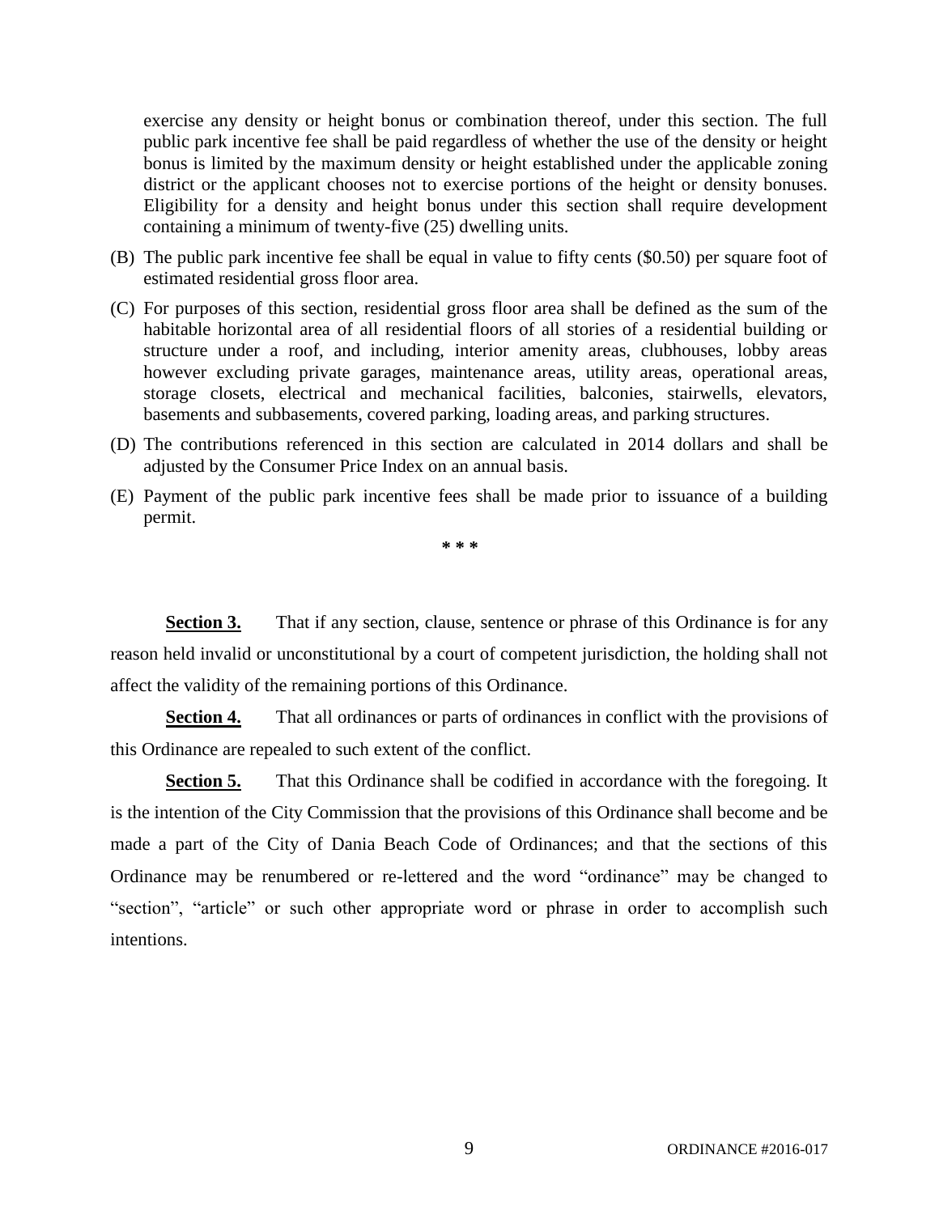exercise any density or height bonus or combination thereof, under this section. The full public park incentive fee shall be paid regardless of whether the use of the density or height bonus is limited by the maximum density or height established under the applicable zoning district or the applicant chooses not to exercise portions of the height or density bonuses. Eligibility for a density and height bonus under this section shall require development containing a minimum of twenty-five (25) dwelling units.

(B) The public park incentive fee shall be equal in value to fifty cents ($0.50) per square foot of estimated residential gross floor area.

(C) For purposes of this section, residential gross floor area shall be defined as the sum of the habitable horizontal area of all residential floors of all stories of a residential building or structure under a roof, and including, interior amenity areas, clubhouses, lobby areas however excluding private garages, maintenance areas, utility areas, operational areas, storage closets, electrical and mechanical facilities, balconies, stairwells, elevators, basements and subbasements, covered parking, loading areas, and parking structures.

(D) The contributions referenced in this section are calculated in 2014 dollars and shall be adjusted by the Consumer Price Index on an annual basis.

(E) Payment of the public park incentive fees shall be made prior to issuance of a building permit.

\* \* \*

**Section 3.** That if any section, clause, sentence or phrase of this Ordinance is for any reason held invalid or unconstitutional by a court of competent jurisdiction, the holding shall not affect the validity of the remaining portions of this Ordinance.

**Section 4.** That all ordinances or parts of ordinances in conflict with the provisions of this Ordinance are repealed to such extent of the conflict.

**Section 5.** That this Ordinance shall be codified in accordance with the foregoing. It is the intention of the City Commission that the provisions of this Ordinance shall become and be made a part of the City of Dania Beach Code of Ordinances; and that the sections of this Ordinance may be renumbered or re-lettered and the word "ordinance" may be changed to "section", "article" or such other appropriate word or phrase in order to accomplish such intentions.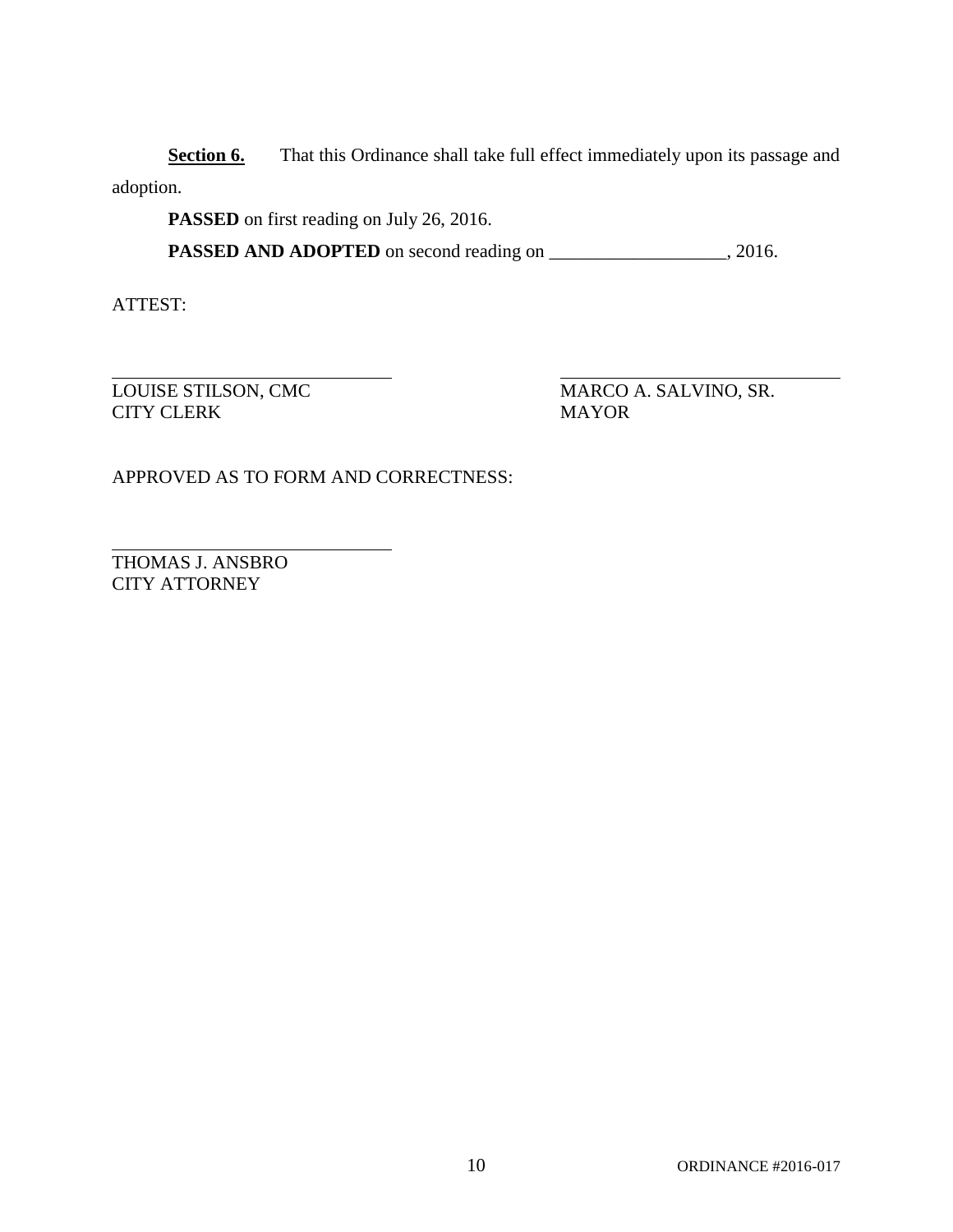**<u>Section 6.</u>** That this Ordinance shall take full effect immediately upon its passage and adoption.

**PASSED** on first reading on July 26, 2016.

**PASSED AND ADOPTED** on second reading on ___________________, 2016.

ATTEST:

| | |
|---|---|
| ______________________________ | ______________________________ |
| LOUISE STILSON, CMC | MARCO A. SALVINO, SR. |
| CITY CLERK | MAYOR |

APPROVED AS TO FORM AND CORRECTNESS:

______________________________

THOMAS J. ANSBRO
CITY ATTORNEY

ORDINANCE #2016-017